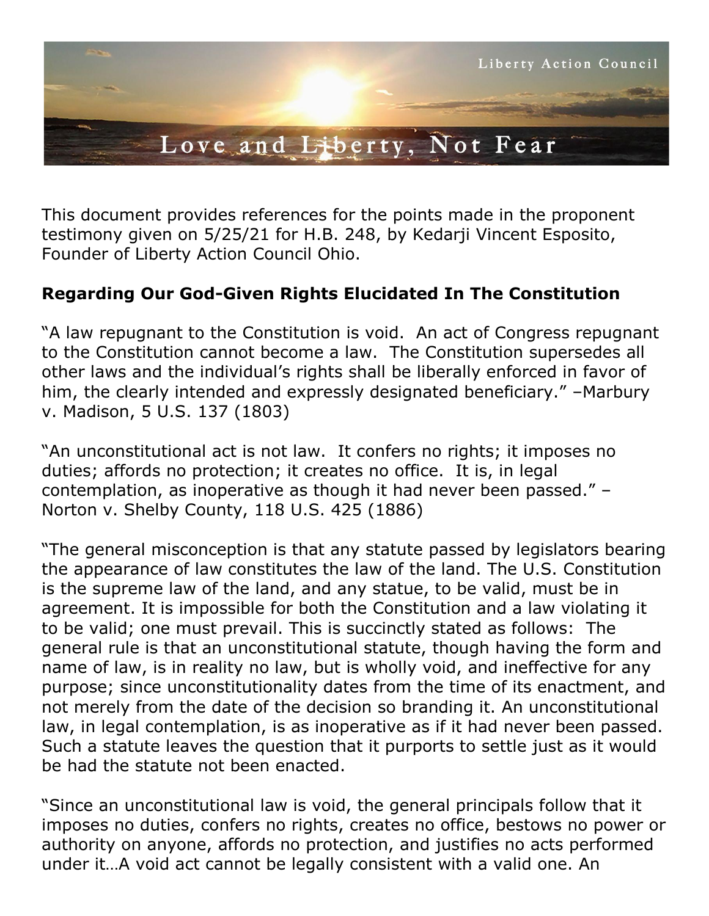Liberty Action Council

Love and Liberty, Not Fear

This document provides references for the points made in the proponent testimony given on 5/25/21 for H.B. 248, by Kedarji Vincent Esposito, Founder of Liberty Action Council Ohio.

**Regarding Our God-Given Rights Elucidated In The Constitution**

"A law repugnant to the Constitution is void. An act of Congress repugnant to the Constitution cannot become a law. The Constitution supersedes all other laws and the individual's rights shall be liberally enforced in favor of him, the clearly intended and expressly designated beneficiary." –Marbury v. Madison, 5 U.S. 137 (1803)

"An unconstitutional act is not law. It confers no rights; it imposes no duties; affords no protection; it creates no office. It is, in legal contemplation, as inoperative as though it had never been passed." –Norton v. Shelby County, 118 U.S. 425 (1886)

"The general misconception is that any statute passed by legislators bearing the appearance of law constitutes the law of the land. The U.S. Constitution is the supreme law of the land, and any statue, to be valid, must be in agreement. It is impossible for both the Constitution and a law violating it to be valid; one must prevail. This is succinctly stated as follows: The general rule is that an unconstitutional statute, though having the form and name of law, is in reality no law, but is wholly void, and ineffective for any purpose; since unconstitutionality dates from the time of its enactment, and not merely from the date of the decision so branding it. An unconstitutional law, in legal contemplation, is as inoperative as if it had never been passed. Such a statute leaves the question that it purports to settle just as it would be had the statute not been enacted.

"Since an unconstitutional law is void, the general principals follow that it imposes no duties, confers no rights, creates no office, bestows no power or authority on anyone, affords no protection, and justifies no acts performed under it…A void act cannot be legally consistent with a valid one. An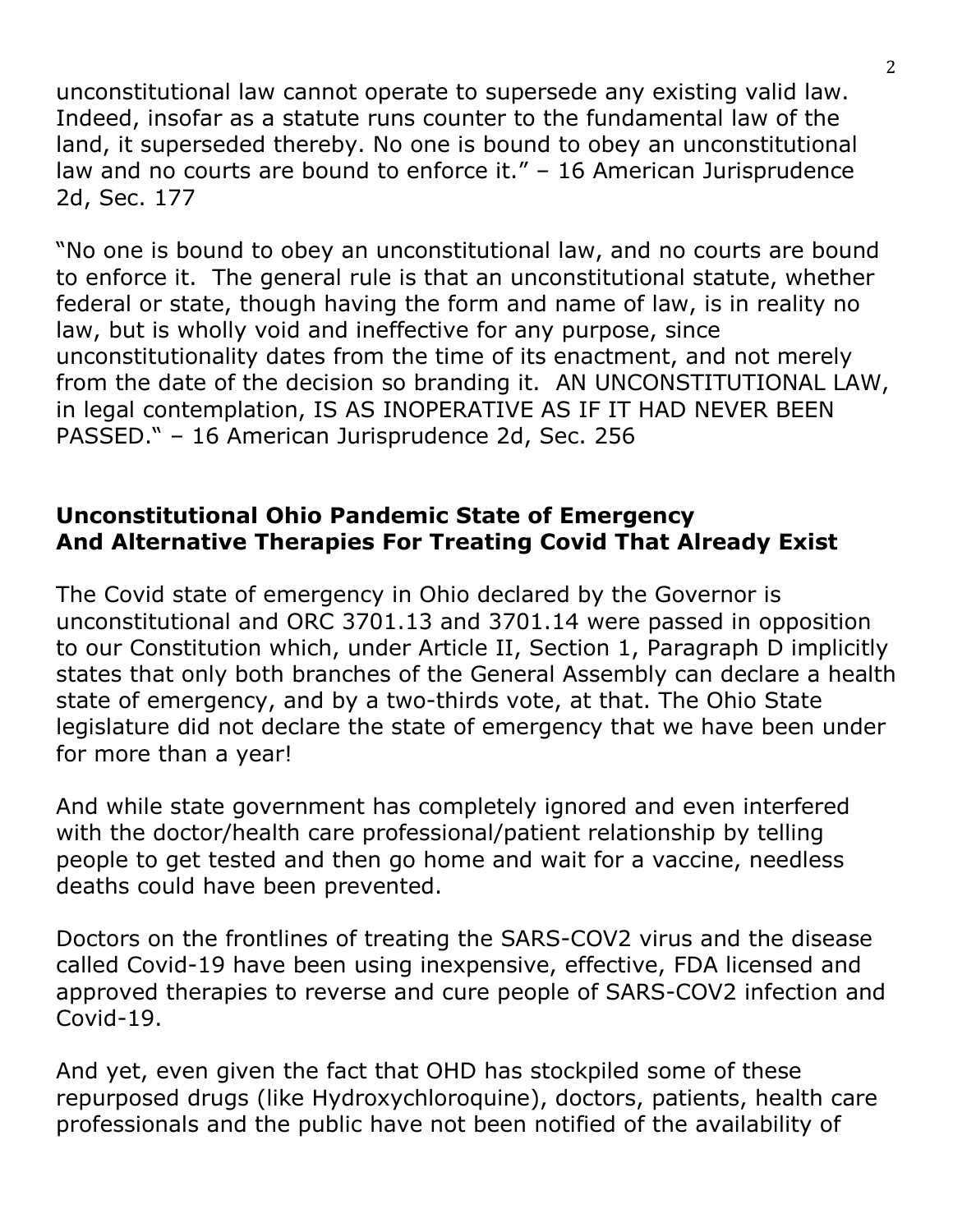unconstitutional law cannot operate to supersede any existing valid law. Indeed, insofar as a statute runs counter to the fundamental law of the land, it superseded thereby. No one is bound to obey an unconstitutional law and no courts are bound to enforce it." – 16 American Jurisprudence 2d, Sec. 177

"No one is bound to obey an unconstitutional law, and no courts are bound to enforce it. The general rule is that an unconstitutional statute, whether federal or state, though having the form and name of law, is in reality no law, but is wholly void and ineffective for any purpose, since unconstitutionality dates from the time of its enactment, and not merely from the date of the decision so branding it. AN UNCONSTITUTIONAL LAW, in legal contemplation, IS AS INOPERATIVE AS IF IT HAD NEVER BEEN PASSED." – 16 American Jurisprudence 2d, Sec. 256

**Unconstitutional Ohio Pandemic State of Emergency And Alternative Therapies For Treating Covid That Already Exist**

The Covid state of emergency in Ohio declared by the Governor is unconstitutional and ORC 3701.13 and 3701.14 were passed in opposition to our Constitution which, under Article II, Section 1, Paragraph D implicitly states that only both branches of the General Assembly can declare a health state of emergency, and by a two-thirds vote, at that. The Ohio State legislature did not declare the state of emergency that we have been under for more than a year!

And while state government has completely ignored and even interfered with the doctor/health care professional/patient relationship by telling people to get tested and then go home and wait for a vaccine, needless deaths could have been prevented.

Doctors on the frontlines of treating the SARS-COV2 virus and the disease called Covid-19 have been using inexpensive, effective, FDA licensed and approved therapies to reverse and cure people of SARS-COV2 infection and Covid-19.

And yet, even given the fact that OHD has stockpiled some of these repurposed drugs (like Hydroxychloroquine), doctors, patients, health care professionals and the public have not been notified of the availability of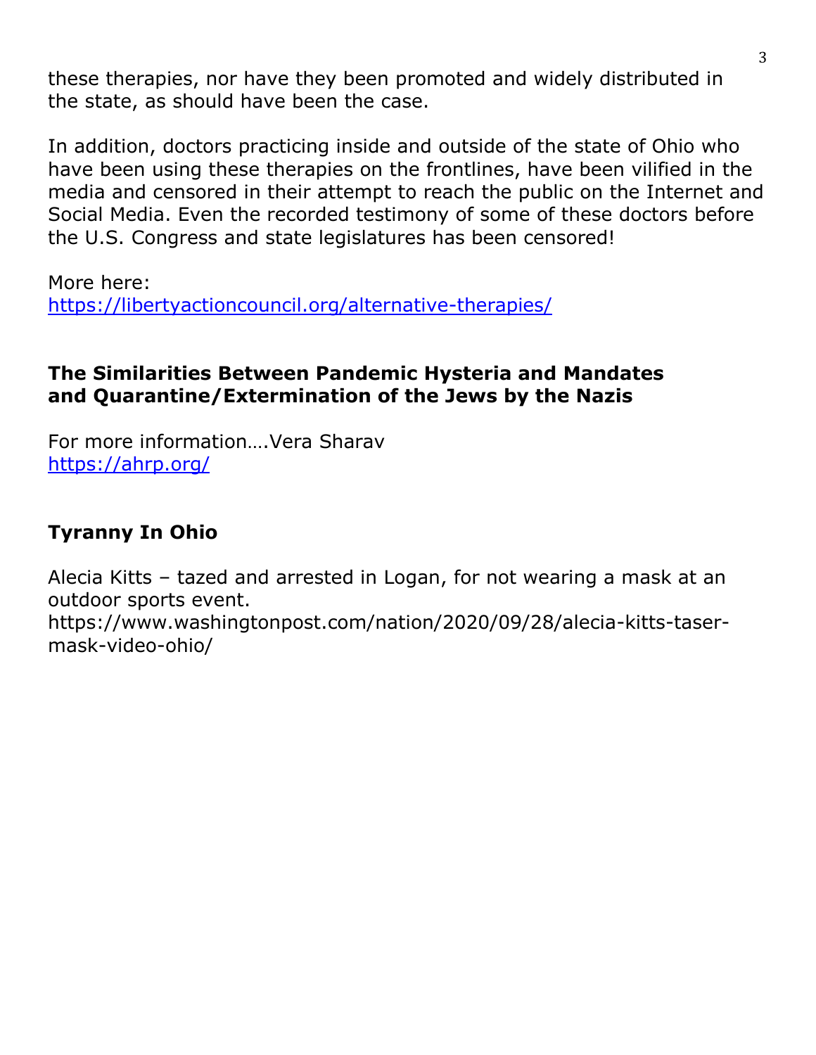these therapies, nor have they been promoted and widely distributed in the state, as should have been the case.

In addition, doctors practicing inside and outside of the state of Ohio who have been using these therapies on the frontlines, have been vilified in the media and censored in their attempt to reach the public on the Internet and Social Media. Even the recorded testimony of some of these doctors before the U.S. Congress and state legislatures has been censored!

More here:
https://libertyactioncouncil.org/alternative-therapies/

**The Similarities Between Pandemic Hysteria and Mandates and Quarantine/Extermination of the Jews by the Nazis**

For more information….Vera Sharav
https://ahrp.org/

**Tyranny In Ohio**

Alecia Kitts – tazed and arrested in Logan, for not wearing a mask at an outdoor sports event.
https://www.washingtonpost.com/nation/2020/09/28/alecia-kitts-taser-mask-video-ohio/